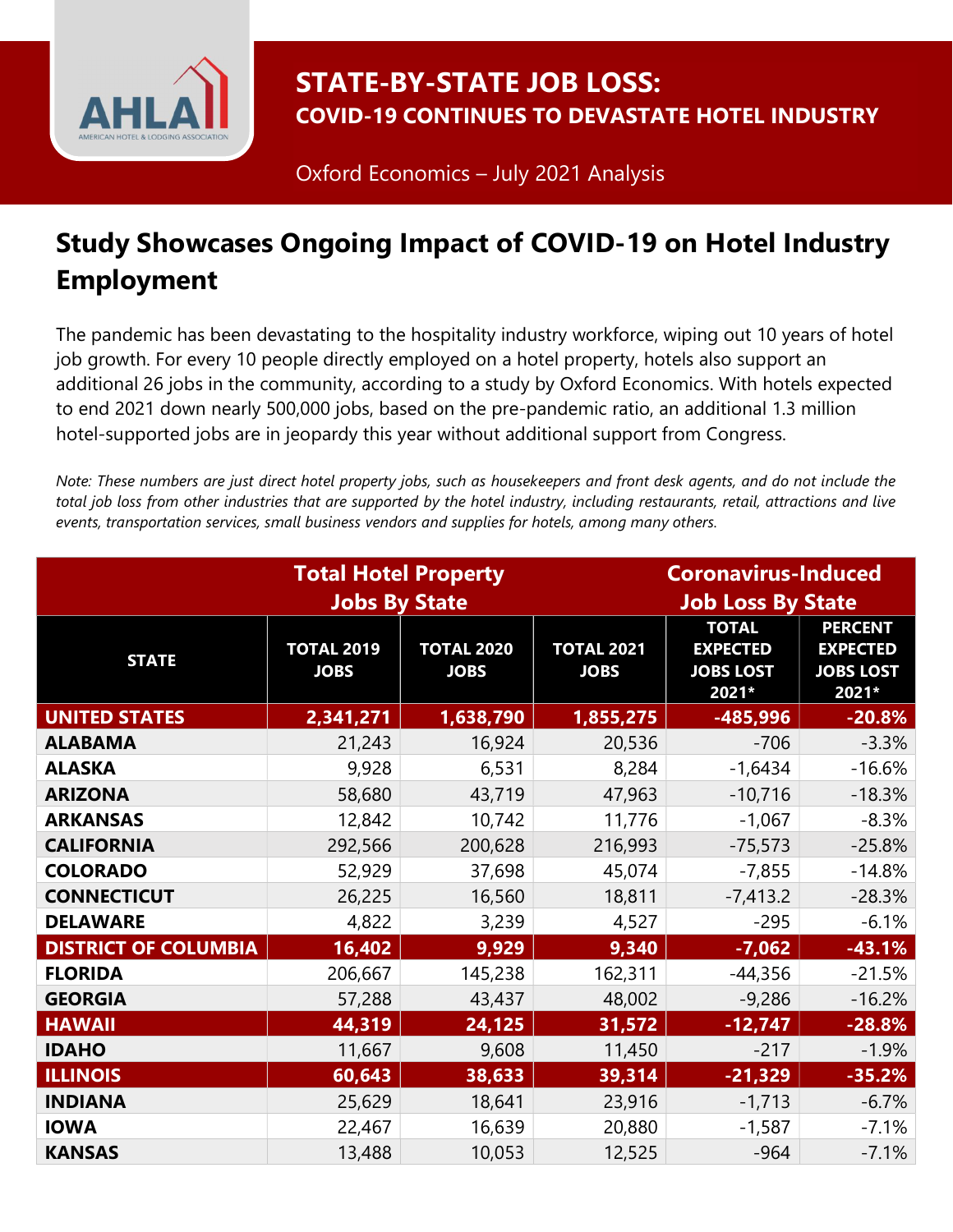# STATE-BY-STATE JOB LOSS:

## COVID-19 CONTINUES TO DEVASTATE HOTEL INDUSTRY

Oxford Economics – July 2021 Analysis

## Study Showcases Ongoing Impact of COVID-19 on Hotel Industry Employment

The pandemic has been devastating to the hospitality industry workforce, wiping out 10 years of hotel job growth. For every 10 people directly employed on a hotel property, hotels also support an additional 26 jobs in the community, according to a study by Oxford Economics. With hotels expected to end 2021 down nearly 500,000 jobs, based on the pre-pandemic ratio, an additional 1.3 million hotel-supported jobs are in jeopardy this year without additional support from Congress.

*Note: These numbers are just direct hotel property jobs, such as housekeepers and front desk agents, and do not include the total job loss from other industries that are supported by the hotel industry, including restaurants, retail, attractions and live events, transportation services, small business vendors and supplies for hotels, among many others.*

| | Total Hotel Property Jobs By State | | | Coronavirus-Induced Job Loss By State | |
|---|---|---|---|---|---|
| STATE | TOTAL 2019 JOBS | TOTAL 2020 JOBS | TOTAL 2021 JOBS | TOTAL EXPECTED JOBS LOST 2021* | PERCENT EXPECTED JOBS LOST 2021* |
| **UNITED STATES** | **2,341,271** | **1,638,790** | **1,855,275** | **-485,996** | **-20.8%** |
| ALABAMA | 21,243 | 16,924 | 20,536 | -706 | -3.3% |
| ALASKA | 9,928 | 6,531 | 8,284 | -1,6434 | -16.6% |
| ARIZONA | 58,680 | 43,719 | 47,963 | -10,716 | -18.3% |
| ARKANSAS | 12,842 | 10,742 | 11,776 | -1,067 | -8.3% |
| CALIFORNIA | 292,566 | 200,628 | 216,993 | -75,573 | -25.8% |
| COLORADO | 52,929 | 37,698 | 45,074 | -7,855 | -14.8% |
| CONNECTICUT | 26,225 | 16,560 | 18,811 | -7,413.2 | -28.3% |
| DELAWARE | 4,822 | 3,239 | 4,527 | -295 | -6.1% |
| **DISTRICT OF COLUMBIA** | **16,402** | **9,929** | **9,340** | **-7,062** | **-43.1%** |
| FLORIDA | 206,667 | 145,238 | 162,311 | -44,356 | -21.5% |
| GEORGIA | 57,288 | 43,437 | 48,002 | -9,286 | -16.2% |
| **HAWAII** | **44,319** | **24,125** | **31,572** | **-12,747** | **-28.8%** |
| IDAHO | 11,667 | 9,608 | 11,450 | -217 | -1.9% |
| **ILLINOIS** | **60,643** | **38,633** | **39,314** | **-21,329** | **-35.2%** |
| INDIANA | 25,629 | 18,641 | 23,916 | -1,713 | -6.7% |
| IOWA | 22,467 | 16,639 | 20,880 | -1,587 | -7.1% |
| KANSAS | 13,488 | 10,053 | 12,525 | -964 | -7.1% |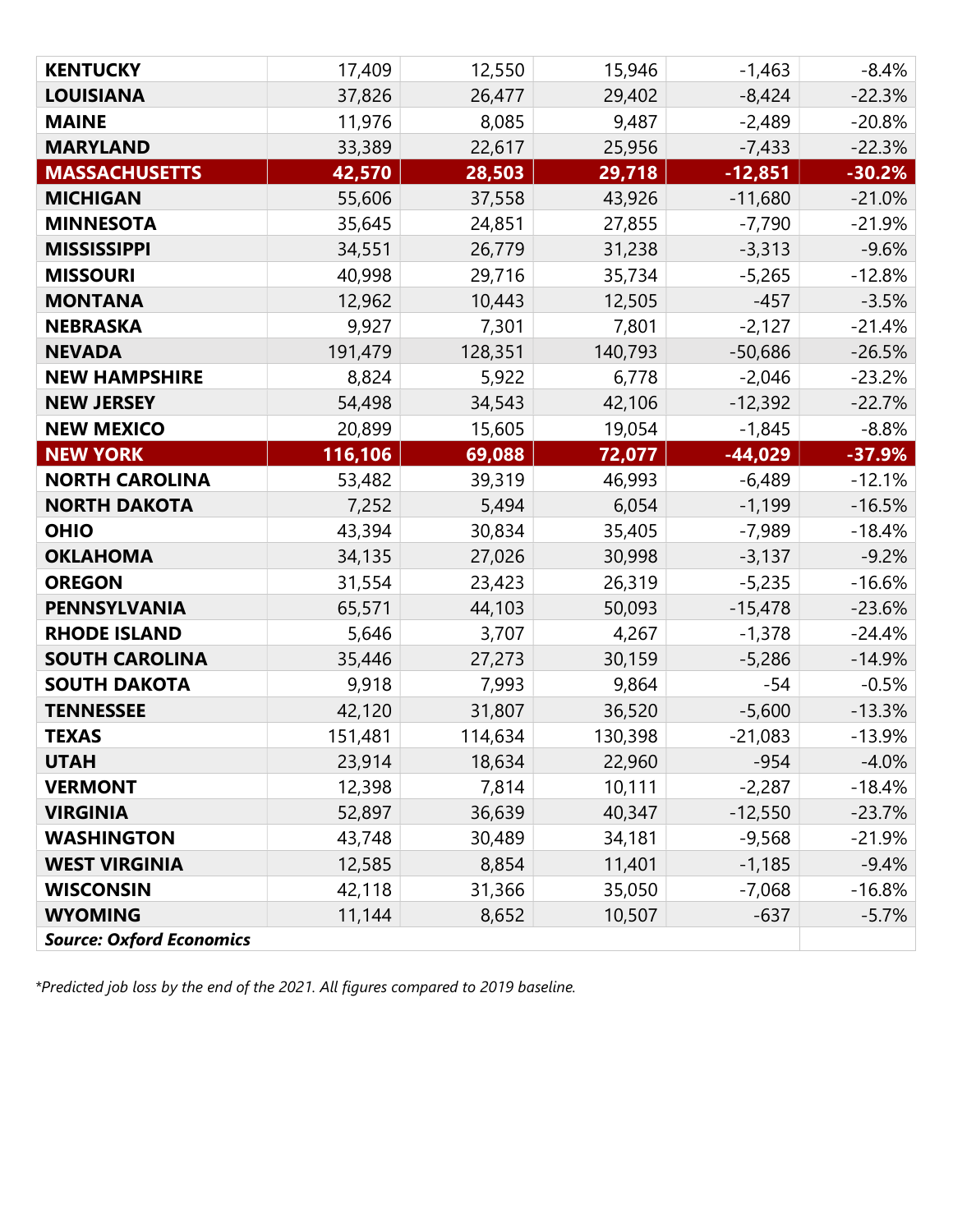| | | | | | |
|---|---|---|---|---|---|
| **KENTUCKY** | 17,409 | 12,550 | 15,946 | -1,463 | -8.4% |
| **LOUISIANA** | 37,826 | 26,477 | 29,402 | -8,424 | -22.3% |
| **MAINE** | 11,976 | 8,085 | 9,487 | -2,489 | -20.8% |
| **MARYLAND** | 33,389 | 22,617 | 25,956 | -7,433 | -22.3% |
| **MASSACHUSETTS** | **42,570** | **28,503** | **29,718** | **-12,851** | **-30.2%** |
| **MICHIGAN** | 55,606 | 37,558 | 43,926 | -11,680 | -21.0% |
| **MINNESOTA** | 35,645 | 24,851 | 27,855 | -7,790 | -21.9% |
| **MISSISSIPPI** | 34,551 | 26,779 | 31,238 | -3,313 | -9.6% |
| **MISSOURI** | 40,998 | 29,716 | 35,734 | -5,265 | -12.8% |
| **MONTANA** | 12,962 | 10,443 | 12,505 | -457 | -3.5% |
| **NEBRASKA** | 9,927 | 7,301 | 7,801 | -2,127 | -21.4% |
| **NEVADA** | 191,479 | 128,351 | 140,793 | -50,686 | -26.5% |
| **NEW HAMPSHIRE** | 8,824 | 5,922 | 6,778 | -2,046 | -23.2% |
| **NEW JERSEY** | 54,498 | 34,543 | 42,106 | -12,392 | -22.7% |
| **NEW MEXICO** | 20,899 | 15,605 | 19,054 | -1,845 | -8.8% |
| **NEW YORK** | **116,106** | **69,088** | **72,077** | **-44,029** | **-37.9%** |
| **NORTH CAROLINA** | 53,482 | 39,319 | 46,993 | -6,489 | -12.1% |
| **NORTH DAKOTA** | 7,252 | 5,494 | 6,054 | -1,199 | -16.5% |
| **OHIO** | 43,394 | 30,834 | 35,405 | -7,989 | -18.4% |
| **OKLAHOMA** | 34,135 | 27,026 | 30,998 | -3,137 | -9.2% |
| **OREGON** | 31,554 | 23,423 | 26,319 | -5,235 | -16.6% |
| **PENNSYLVANIA** | 65,571 | 44,103 | 50,093 | -15,478 | -23.6% |
| **RHODE ISLAND** | 5,646 | 3,707 | 4,267 | -1,378 | -24.4% |
| **SOUTH CAROLINA** | 35,446 | 27,273 | 30,159 | -5,286 | -14.9% |
| **SOUTH DAKOTA** | 9,918 | 7,993 | 9,864 | -54 | -0.5% |
| **TENNESSEE** | 42,120 | 31,807 | 36,520 | -5,600 | -13.3% |
| **TEXAS** | 151,481 | 114,634 | 130,398 | -21,083 | -13.9% |
| **UTAH** | 23,914 | 18,634 | 22,960 | -954 | -4.0% |
| **VERMONT** | 12,398 | 7,814 | 10,111 | -2,287 | -18.4% |
| **VIRGINIA** | 52,897 | 36,639 | 40,347 | -12,550 | -23.7% |
| **WASHINGTON** | 43,748 | 30,489 | 34,181 | -9,568 | -21.9% |
| **WEST VIRGINIA** | 12,585 | 8,854 | 11,401 | -1,185 | -9.4% |
| **WISCONSIN** | 42,118 | 31,366 | 35,050 | -7,068 | -16.8% |
| **WYOMING** | 11,144 | 8,652 | 10,507 | -637 | -5.7% |
| ***Source: Oxford Economics*** | | | | | |

*\*Predicted job loss by the end of the 2021. All figures compared to 2019 baseline.*